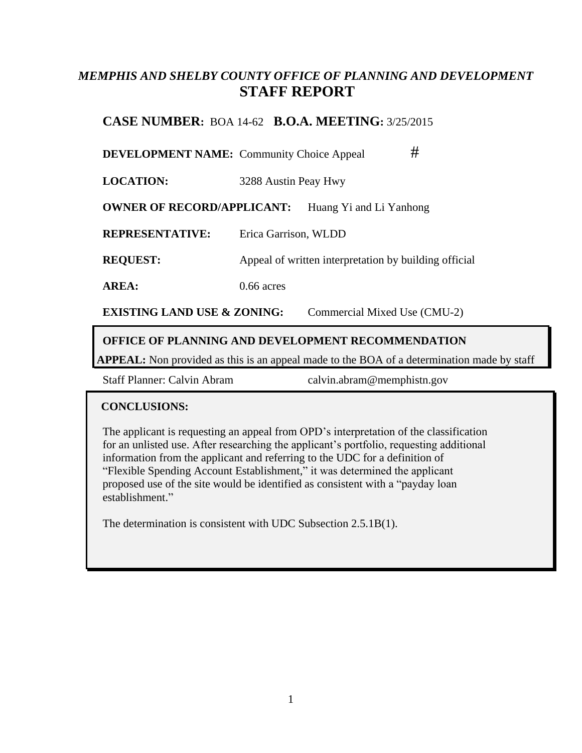*MEMPHIS AND SHELBY COUNTY OFFICE OF PLANNING AND DEVELOPMENT*

# STAFF REPORT

**CASE NUMBER:** BOA 14-62 **B.O.A. MEETING:** 3/25/2015

**DEVELOPMENT NAME:** Community Choice Appeal #

**LOCATION:** 3288 Austin Peay Hwy

**OWNER OF RECORD/APPLICANT:** Huang Yi and Li Yanhong

**REPRESENTATIVE:** Erica Garrison, WLDD

**REQUEST:** Appeal of written interpretation by building official

**AREA:** 0.66 acres

**EXISTING LAND USE & ZONING:** Commercial Mixed Use (CMU-2)

**OFFICE OF PLANNING AND DEVELOPMENT RECOMMENDATION**

**APPEAL:** Non provided as this is an appeal made to the BOA of a determination made by staff

Staff Planner: Calvin Abram calvin.abram@memphistn.gov

**CONCLUSIONS:**

The applicant is requesting an appeal from OPD's interpretation of the classification for an unlisted use. After researching the applicant's portfolio, requesting additional information from the applicant and referring to the UDC for a definition of "Flexible Spending Account Establishment," it was determined the applicant proposed use of the site would be identified as consistent with a "payday loan establishment."

The determination is consistent with UDC Subsection 2.5.1B(1).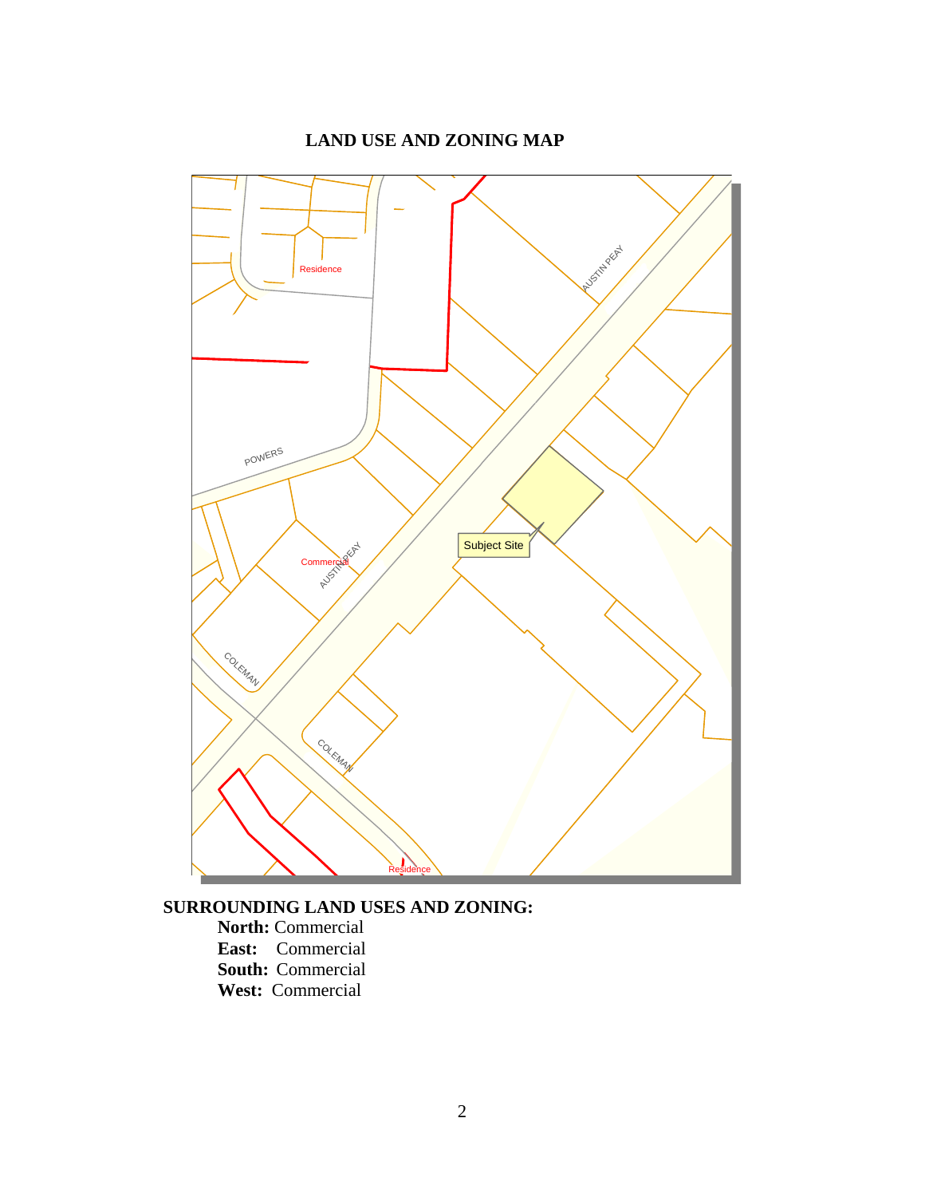## LAND USE AND ZONING MAP

**SURROUNDING LAND USES AND ZONING:**

**North:** Commercial
**East:** Commercial
**South:** Commercial
**West:** Commercial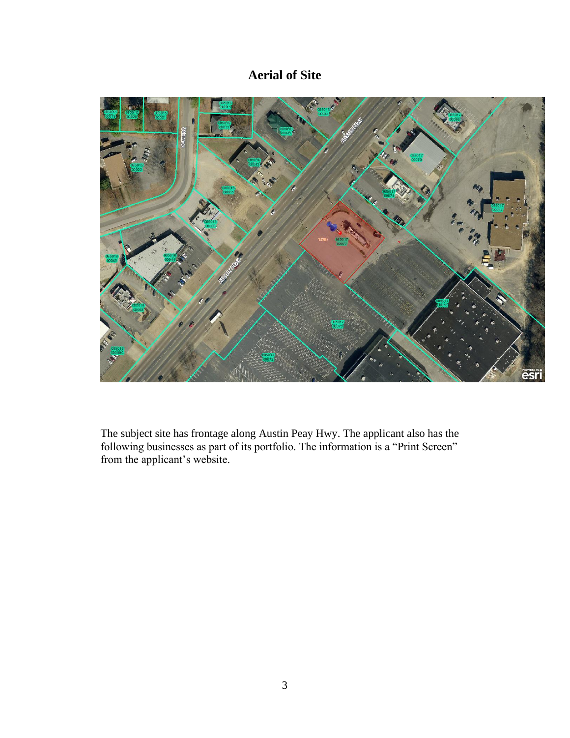## Aerial of Site

The subject site has frontage along Austin Peay Hwy. The applicant also has the following businesses as part of its portfolio. The information is a "Print Screen" from the applicant's website.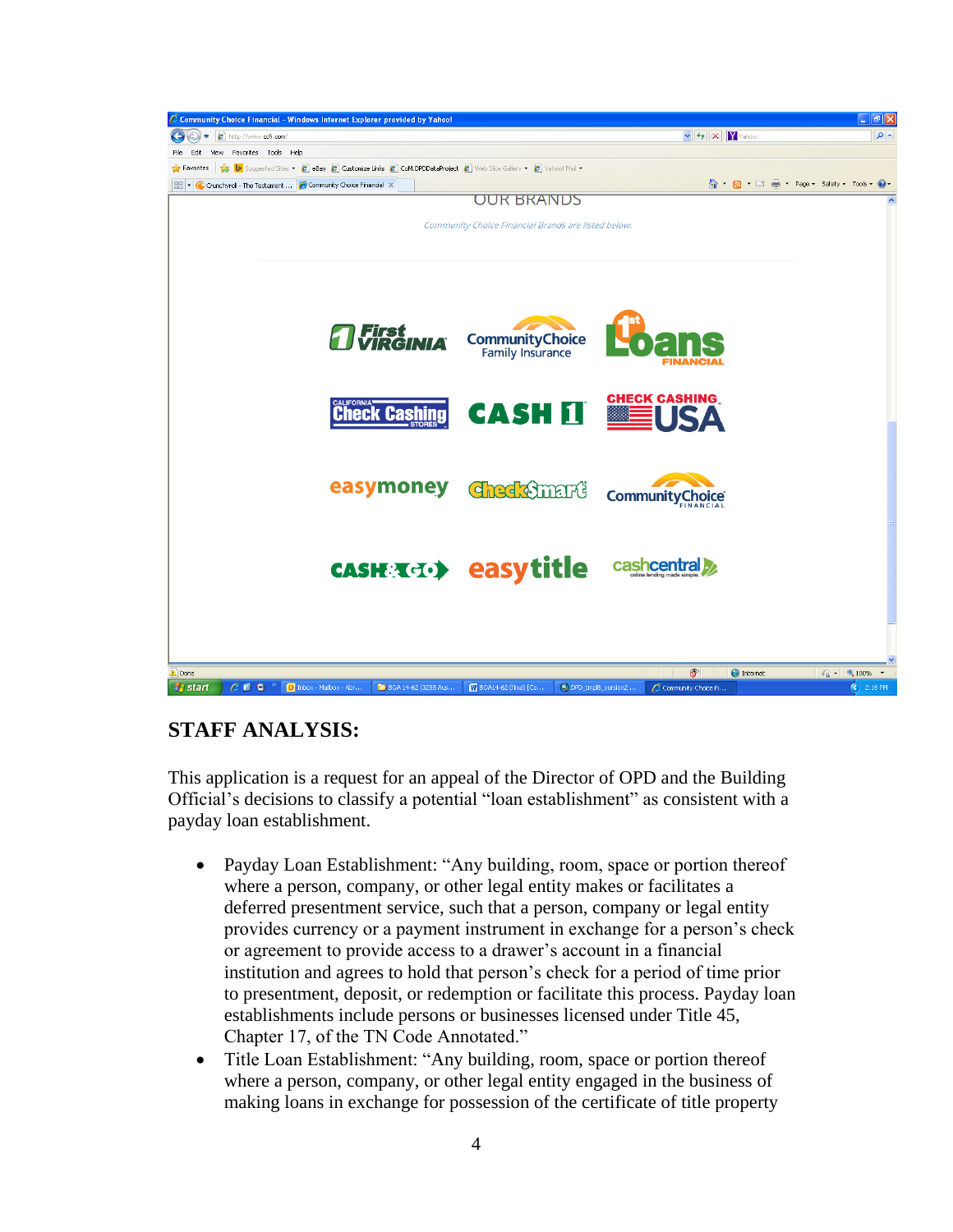## STAFF ANALYSIS:

This application is a request for an appeal of the Director of OPD and the Building Official's decisions to classify a potential "loan establishment" as consistent with a payday loan establishment.

- Payday Loan Establishment: "Any building, room, space or portion thereof where a person, company, or other legal entity makes or facilitates a deferred presentment service, such that a person, company or legal entity provides currency or a payment instrument in exchange for a person's check or agreement to provide access to a drawer's account in a financial institution and agrees to hold that person's check for a period of time prior to presentment, deposit, or redemption or facilitate this process. Payday loan establishments include persons or businesses licensed under Title 45, Chapter 17, of the TN Code Annotated."
- Title Loan Establishment: "Any building, room, space or portion thereof where a person, company, or other legal entity engaged in the business of making loans in exchange for possession of the certificate of title property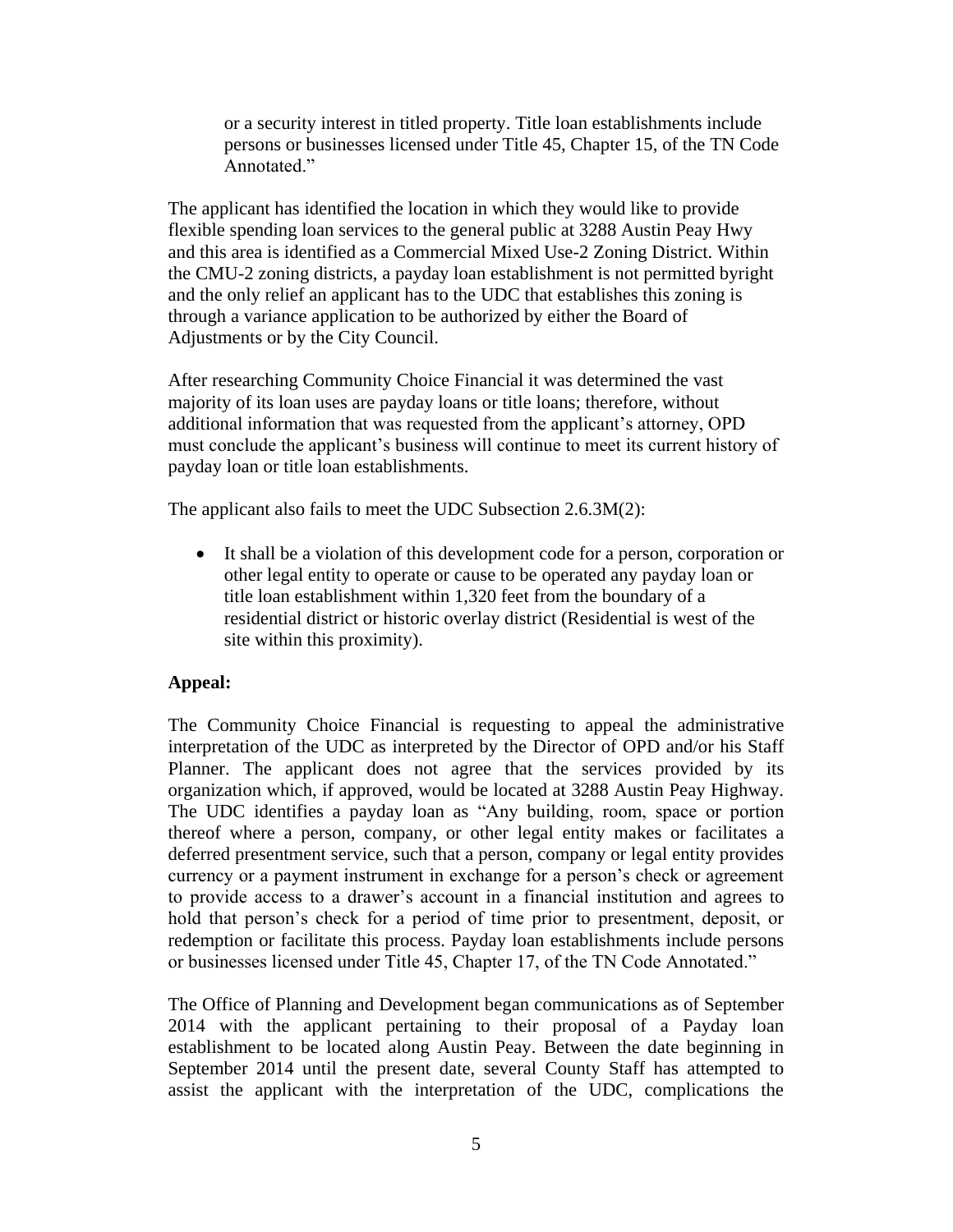> or a security interest in titled property. Title loan establishments include persons or businesses licensed under Title 45, Chapter 15, of the TN Code Annotated."

The applicant has identified the location in which they would like to provide flexible spending loan services to the general public at 3288 Austin Peay Hwy and this area is identified as a Commercial Mixed Use-2 Zoning District. Within the CMU-2 zoning districts, a payday loan establishment is not permitted byright and the only relief an applicant has to the UDC that establishes this zoning is through a variance application to be authorized by either the Board of Adjustments or by the City Council.

After researching Community Choice Financial it was determined the vast majority of its loan uses are payday loans or title loans; therefore, without additional information that was requested from the applicant's attorney, OPD must conclude the applicant's business will continue to meet its current history of payday loan or title loan establishments.

The applicant also fails to meet the UDC Subsection 2.6.3M(2):

- It shall be a violation of this development code for a person, corporation or other legal entity to operate or cause to be operated any payday loan or title loan establishment within 1,320 feet from the boundary of a residential district or historic overlay district (Residential is west of the site within this proximity).

**Appeal:**

The Community Choice Financial is requesting to appeal the administrative interpretation of the UDC as interpreted by the Director of OPD and/or his Staff Planner. The applicant does not agree that the services provided by its organization which, if approved, would be located at 3288 Austin Peay Highway. The UDC identifies a payday loan as "Any building, room, space or portion thereof where a person, company, or other legal entity makes or facilitates a deferred presentment service, such that a person, company or legal entity provides currency or a payment instrument in exchange for a person's check or agreement to provide access to a drawer's account in a financial institution and agrees to hold that person's check for a period of time prior to presentment, deposit, or redemption or facilitate this process. Payday loan establishments include persons or businesses licensed under Title 45, Chapter 17, of the TN Code Annotated."

The Office of Planning and Development began communications as of September 2014 with the applicant pertaining to their proposal of a Payday loan establishment to be located along Austin Peay. Between the date beginning in September 2014 until the present date, several County Staff has attempted to assist the applicant with the interpretation of the UDC, complications the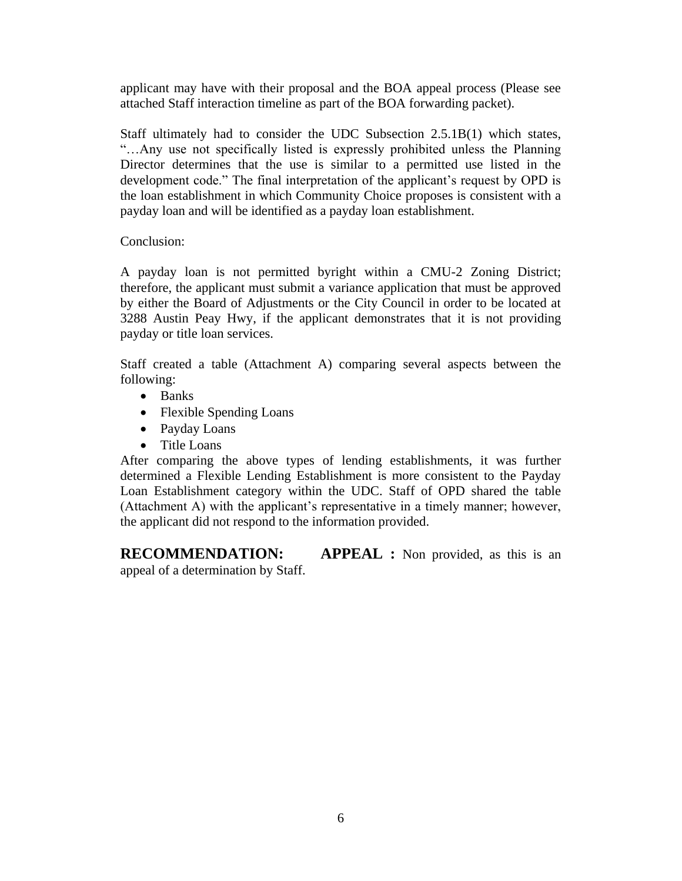applicant may have with their proposal and the BOA appeal process (Please see attached Staff interaction timeline as part of the BOA forwarding packet).

Staff ultimately had to consider the UDC Subsection 2.5.1B(1) which states, "…Any use not specifically listed is expressly prohibited unless the Planning Director determines that the use is similar to a permitted use listed in the development code." The final interpretation of the applicant's request by OPD is the loan establishment in which Community Choice proposes is consistent with a payday loan and will be identified as a payday loan establishment.

Conclusion:

A payday loan is not permitted byright within a CMU-2 Zoning District; therefore, the applicant must submit a variance application that must be approved by either the Board of Adjustments or the City Council in order to be located at 3288 Austin Peay Hwy, if the applicant demonstrates that it is not providing payday or title loan services.

Staff created a table (Attachment A) comparing several aspects between the following:

- Banks
- Flexible Spending Loans
- Payday Loans
- Title Loans

After comparing the above types of lending establishments, it was further determined a Flexible Lending Establishment is more consistent to the Payday Loan Establishment category within the UDC. Staff of OPD shared the table (Attachment A) with the applicant's representative in a timely manner; however, the applicant did not respond to the information provided.

**RECOMMENDATION:** **APPEAL :** Non provided, as this is an appeal of a determination by Staff.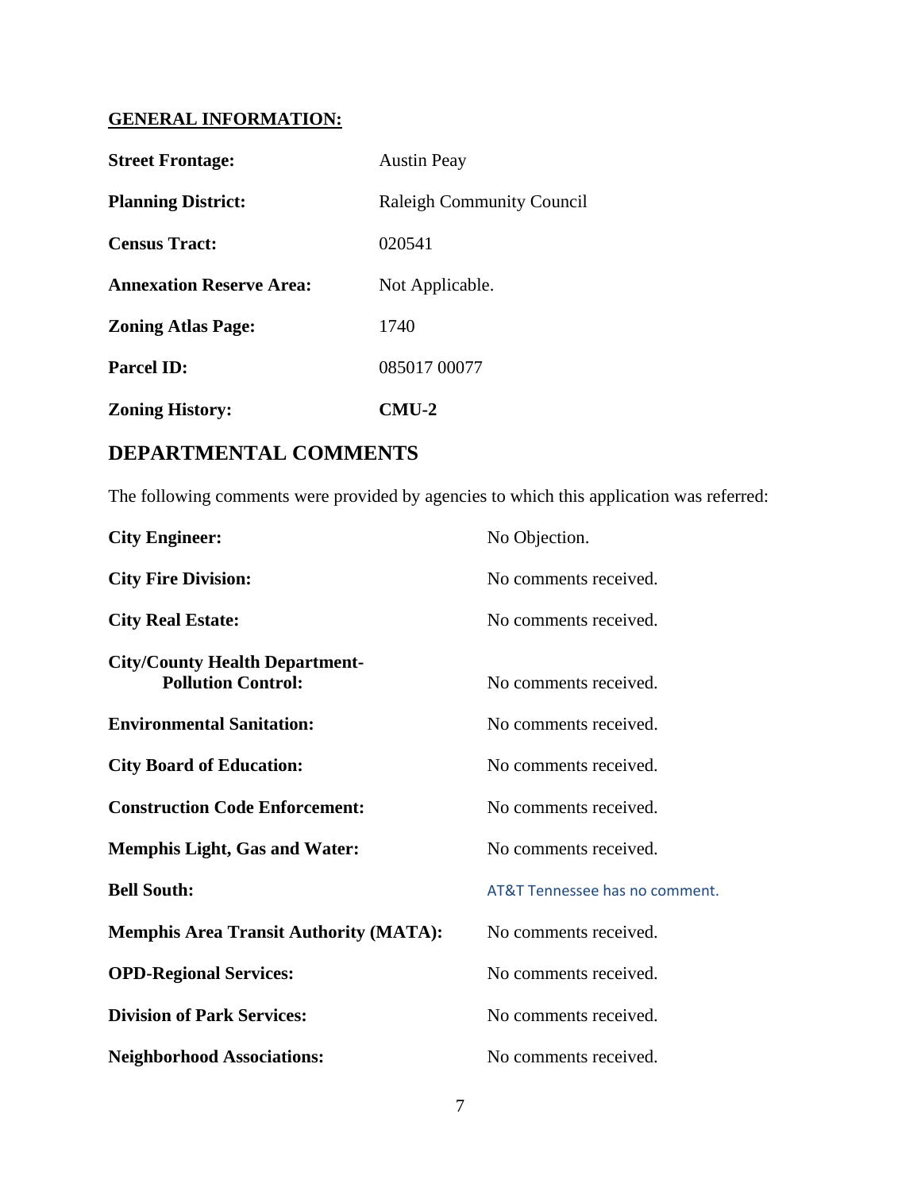## GENERAL INFORMATION:

| | |
|---|---|
| **Street Frontage:** | Austin Peay |
| **Planning District:** | Raleigh Community Council |
| **Census Tract:** | 020541 |
| **Annexation Reserve Area:** | Not Applicable. |
| **Zoning Atlas Page:** | 1740 |
| **Parcel ID:** | 085017 00077 |
| **Zoning History:** | **CMU-2** |

# DEPARTMENTAL COMMENTS

The following comments were provided by agencies to which this application was referred:

| | |
|---|---|
| **City Engineer:** | No Objection. |
| **City Fire Division:** | No comments received. |
| **City Real Estate:** | No comments received. |
| **City/County Health Department-Pollution Control:** | No comments received. |
| **Environmental Sanitation:** | No comments received. |
| **City Board of Education:** | No comments received. |
| **Construction Code Enforcement:** | No comments received. |
| **Memphis Light, Gas and Water:** | No comments received. |
| **Bell South:** | AT&T Tennessee has no comment. |
| **Memphis Area Transit Authority (MATA):** | No comments received. |
| **OPD-Regional Services:** | No comments received. |
| **Division of Park Services:** | No comments received. |
| **Neighborhood Associations:** | No comments received. |